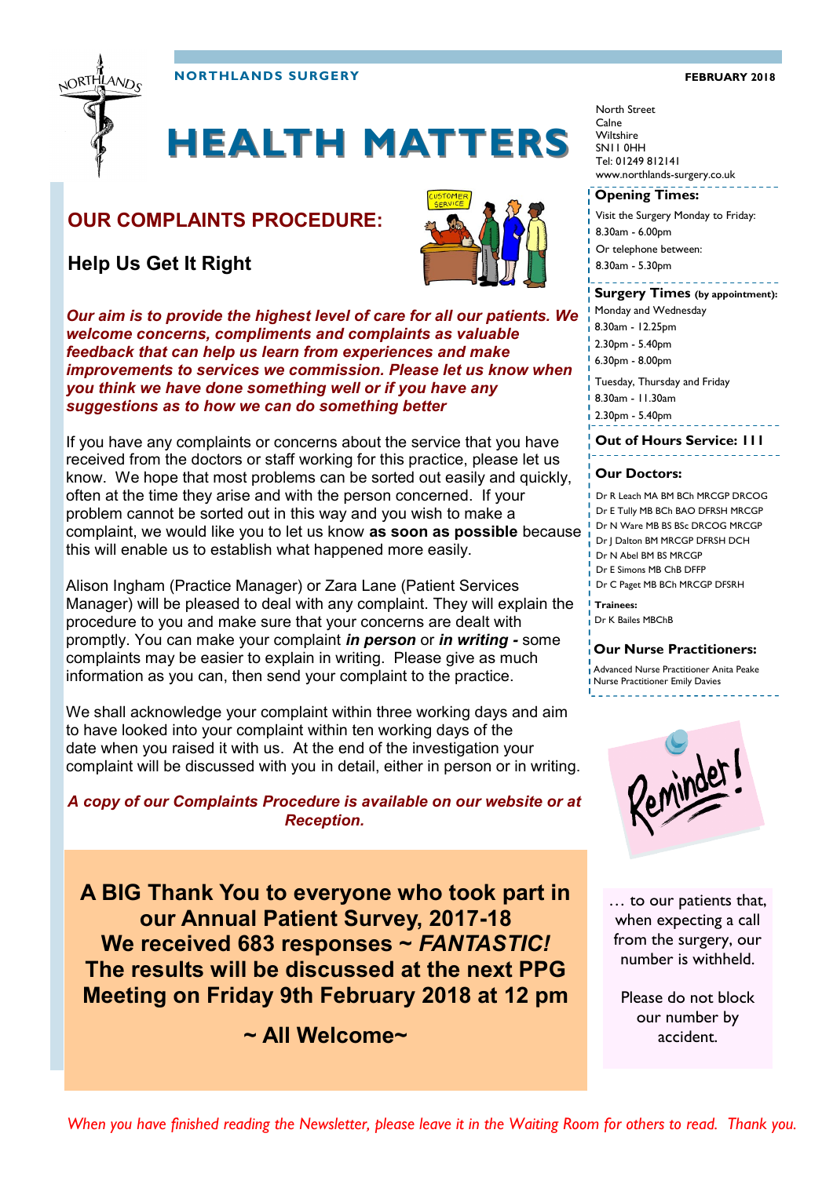NORTHLANDS SURGERY

FEBRUARY 2018

# HEALTH MATTERS

## OUR COMPLAINTS PROCEDURE:

### Help Us Get It Right

***Our aim is to provide the highest level of care for all our patients. We welcome concerns, compliments and complaints as valuable feedback that can help us learn from experiences and make improvements to services we commission. Please let us know when you think we have done something well or if you have any suggestions as to how we can do something better***

If you have any complaints or concerns about the service that you have received from the doctors or staff working for this practice, please let us know. We hope that most problems can be sorted out easily and quickly, often at the time they arise and with the person concerned. If your problem cannot be sorted out in this way and you wish to make a complaint, we would like you to let us know **as soon as possible** because this will enable us to establish what happened more easily.

Alison Ingham (Practice Manager) or Zara Lane (Patient Services Manager) will be pleased to deal with any complaint. They will explain the procedure to you and make sure that your concerns are dealt with promptly. You can make your complaint ***in person*** or ***in writing -*** some complaints may be easier to explain in writing. Please give as much information as you can, then send your complaint to the practice.

We shall acknowledge your complaint within three working days and aim to have looked into your complaint within ten working days of the date when you raised it with us. At the end of the investigation your complaint will be discussed with you in detail, either in person or in writing.

***A copy of our Complaints Procedure is available on our website or at Reception.***

**A BIG Thank You to everyone who took part in our Annual Patient Survey, 2017-18**
**We received 683 responses ~ *FANTASTIC!***
**The results will be discussed at the next PPG Meeting on Friday 9th February 2018 at 12 pm**

**~ All Welcome~**

North Street
Calne
Wiltshire
SN11 0HH
Tel: 01249 812141
www.northlands-surgery.co.uk

**Opening Times:**

Visit the Surgery Monday to Friday:
8.30am - 6.00pm
Or telephone between:
8.30am - 5.30pm

**Surgery Times (by appointment):**

Monday and Wednesday
8.30am - 12.25pm
2.30pm - 5.40pm
6.30pm - 8.00pm

Tuesday, Thursday and Friday
8.30am - 11.30am
2.30pm - 5.40pm

**Out of Hours Service: 111**

**Our Doctors:**

Dr R Leach MA BM BCh MRCGP DRCOG
Dr E Tully MB BCh BAO DFRSH MRCGP
Dr N Ware MB BS BSc DRCOG MRCGP
Dr J Dalton BM MRCGP DFRSH DCH
Dr N Abel BM BS MRCGP
Dr E Simons MB ChB DFFP
Dr C Paget MB BCh MRCGP DFSRH

**Trainees:**
Dr K Bailes MBChB

**Our Nurse Practitioners:**

Advanced Nurse Practitioner Anita Peake
Nurse Practitioner Emily Davies

Reminder!

… to our patients that, when expecting a call from the surgery, our number is withheld.

Please do not block our number by accident.

*When you have finished reading the Newsletter, please leave it in the Waiting Room for others to read. Thank you.*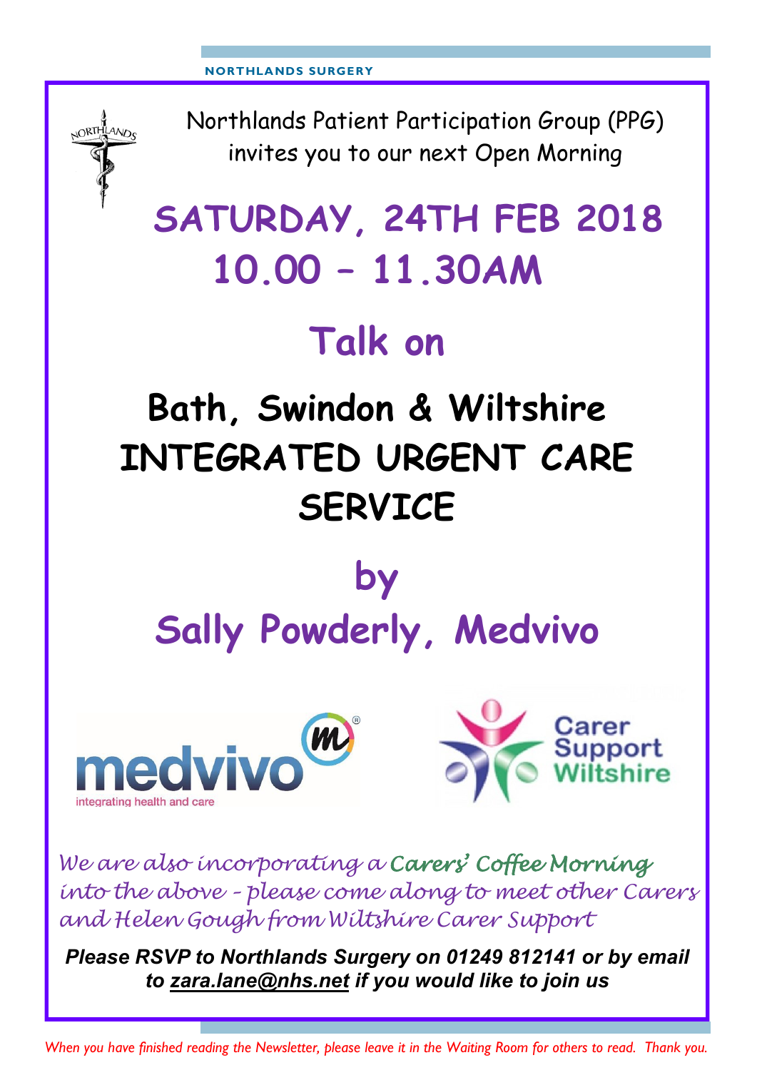Northlands Patient Participation Group (PPG) invites you to our next Open Morning

# SATURDAY, 24TH FEB 2018
# 10.00 – 11.30AM

## Talk on

## Bath, Swindon & Wiltshire INTEGRATED URGENT CARE SERVICE

## by
## Sally Powderly, Medvivo

medvivo
integrating health and care

Carer Support Wiltshire

*We are also incorporating a Carers' Coffee Morning into the above – please come along to meet other Carers and Helen Gough from Wiltshire Carer Support*

***Please RSVP to Northlands Surgery on 01249 812141 or by email to zara.lane@nhs.net if you would like to join us***

*When you have finished reading the Newsletter, please leave it in the Waiting Room for others to read. Thank you.*